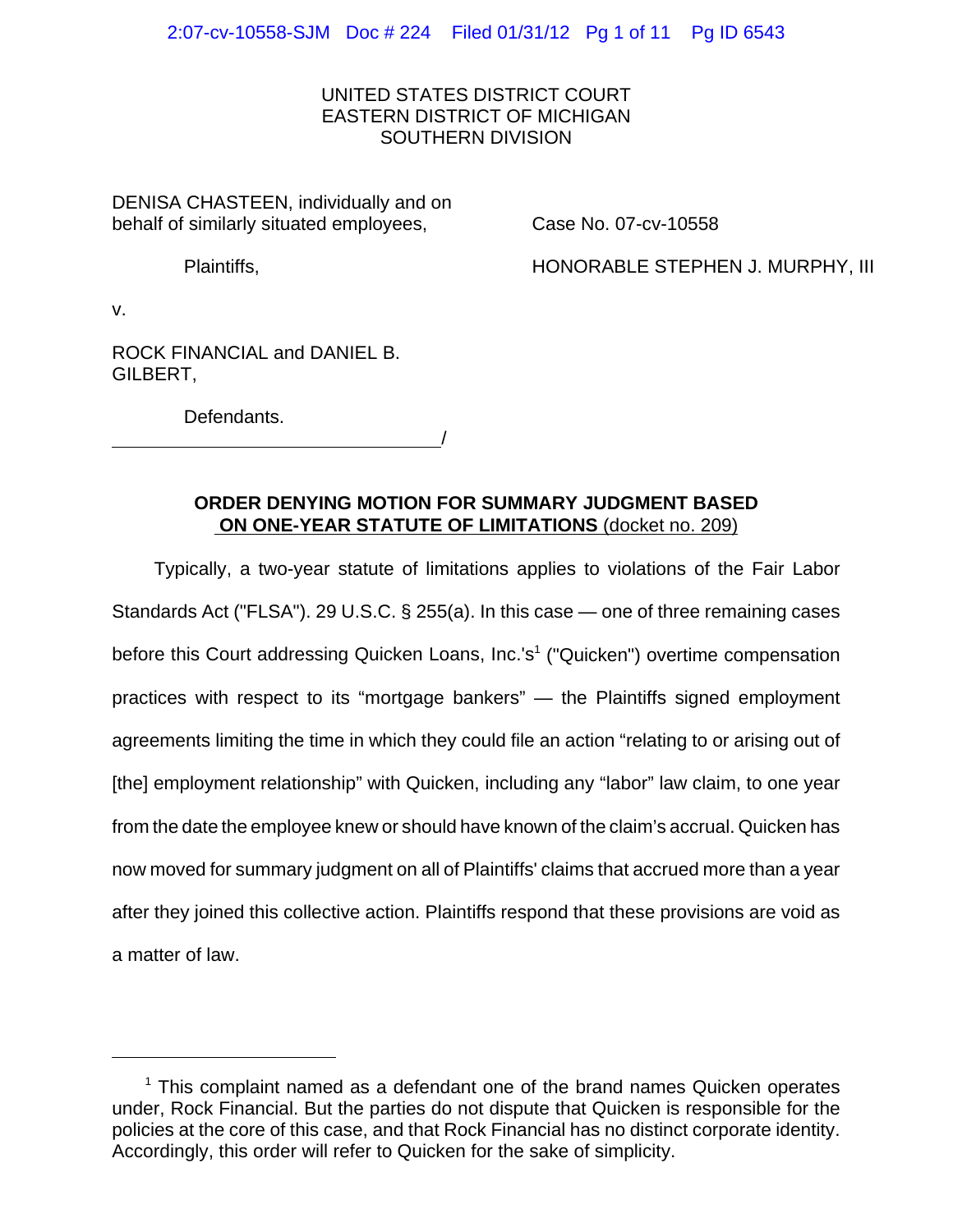UNITED STATES DISTRICT COURT
EASTERN DISTRICT OF MICHIGAN
SOUTHERN DIVISION

DENISA CHASTEEN, individually and on behalf of similarly situated employees,

Plaintiffs,

v.

ROCK FINANCIAL and DANIEL B. GILBERT,

Defendants.

Case No. 07-cv-10558

HONORABLE STEPHEN J. MURPHY, III

/

**ORDER DENYING MOTION FOR SUMMARY JUDGMENT BASED ON ONE-YEAR STATUTE OF LIMITATIONS** (docket no. 209)

Typically, a two-year statute of limitations applies to violations of the Fair Labor Standards Act ("FLSA"). 29 U.S.C. § 255(a). In this case — one of three remaining cases before this Court addressing Quicken Loans, Inc.'s[1] ("Quicken") overtime compensation practices with respect to its "mortgage bankers" — the Plaintiffs signed employment agreements limiting the time in which they could file an action "relating to or arising out of [the] employment relationship" with Quicken, including any "labor" law claim, to one year from the date the employee knew or should have known of the claim's accrual. Quicken has now moved for summary judgment on all of Plaintiffs' claims that accrued more than a year after they joined this collective action. Plaintiffs respond that these provisions are void as a matter of law.

[1] This complaint named as a defendant one of the brand names Quicken operates under, Rock Financial. But the parties do not dispute that Quicken is responsible for the policies at the core of this case, and that Rock Financial has no distinct corporate identity. Accordingly, this order will refer to Quicken for the sake of simplicity.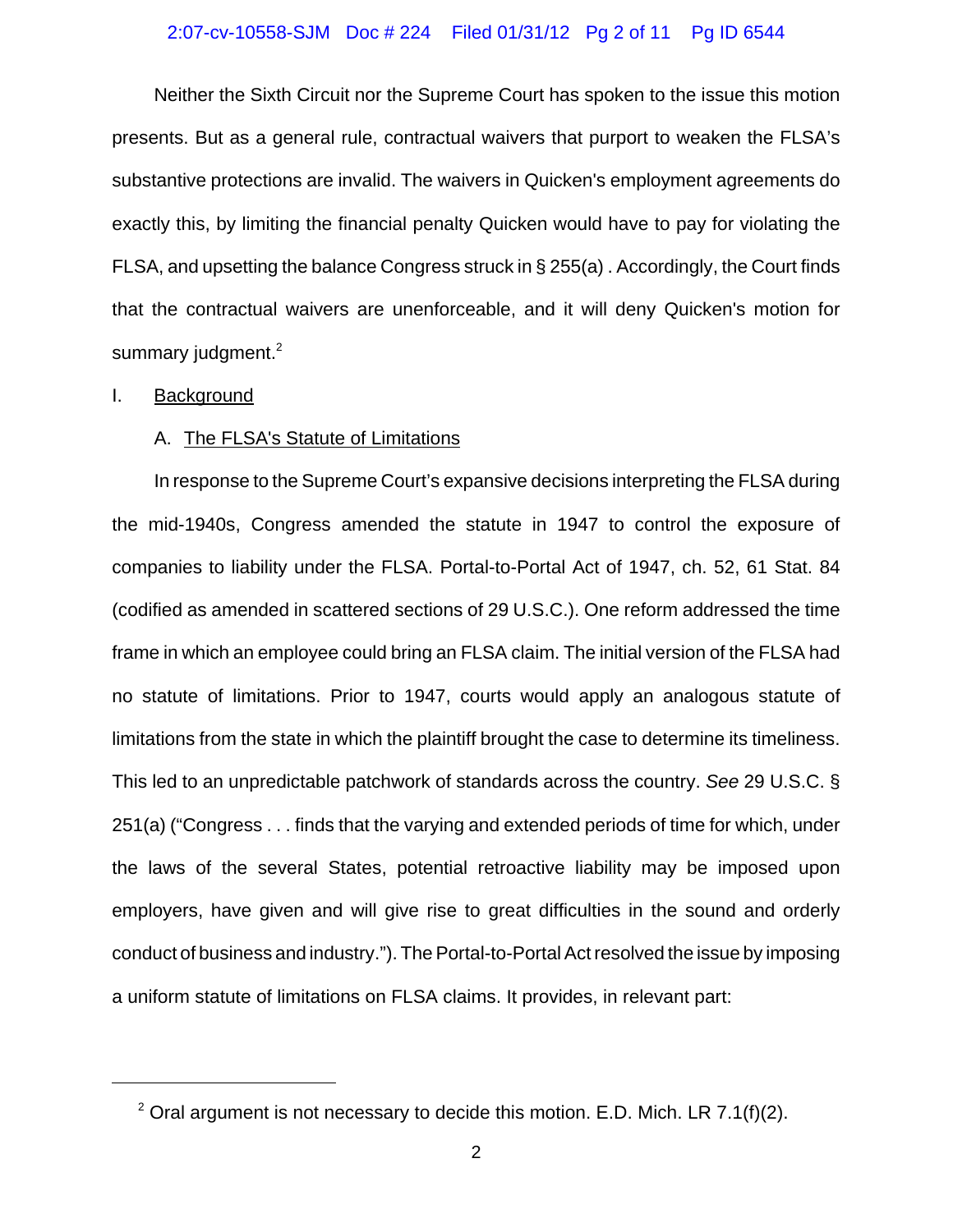Neither the Sixth Circuit nor the Supreme Court has spoken to the issue this motion presents. But as a general rule, contractual waivers that purport to weaken the FLSA's substantive protections are invalid. The waivers in Quicken's employment agreements do exactly this, by limiting the financial penalty Quicken would have to pay for violating the FLSA, and upsetting the balance Congress struck in § 255(a) . Accordingly, the Court finds that the contractual waivers are unenforceable, and it will deny Quicken's motion for summary judgment.[2]

## I. Background

### A. The FLSA's Statute of Limitations

In response to the Supreme Court's expansive decisions interpreting the FLSA during the mid-1940s, Congress amended the statute in 1947 to control the exposure of companies to liability under the FLSA. Portal-to-Portal Act of 1947, ch. 52, 61 Stat. 84 (codified as amended in scattered sections of 29 U.S.C.). One reform addressed the time frame in which an employee could bring an FLSA claim. The initial version of the FLSA had no statute of limitations. Prior to 1947, courts would apply an analogous statute of limitations from the state in which the plaintiff brought the case to determine its timeliness. This led to an unpredictable patchwork of standards across the country. *See* 29 U.S.C. § 251(a) ("Congress . . . finds that the varying and extended periods of time for which, under the laws of the several States, potential retroactive liability may be imposed upon employers, have given and will give rise to great difficulties in the sound and orderly conduct of business and industry."). The Portal-to-Portal Act resolved the issue by imposing a uniform statute of limitations on FLSA claims. It provides, in relevant part:

[2] Oral argument is not necessary to decide this motion. E.D. Mich. LR 7.1(f)(2).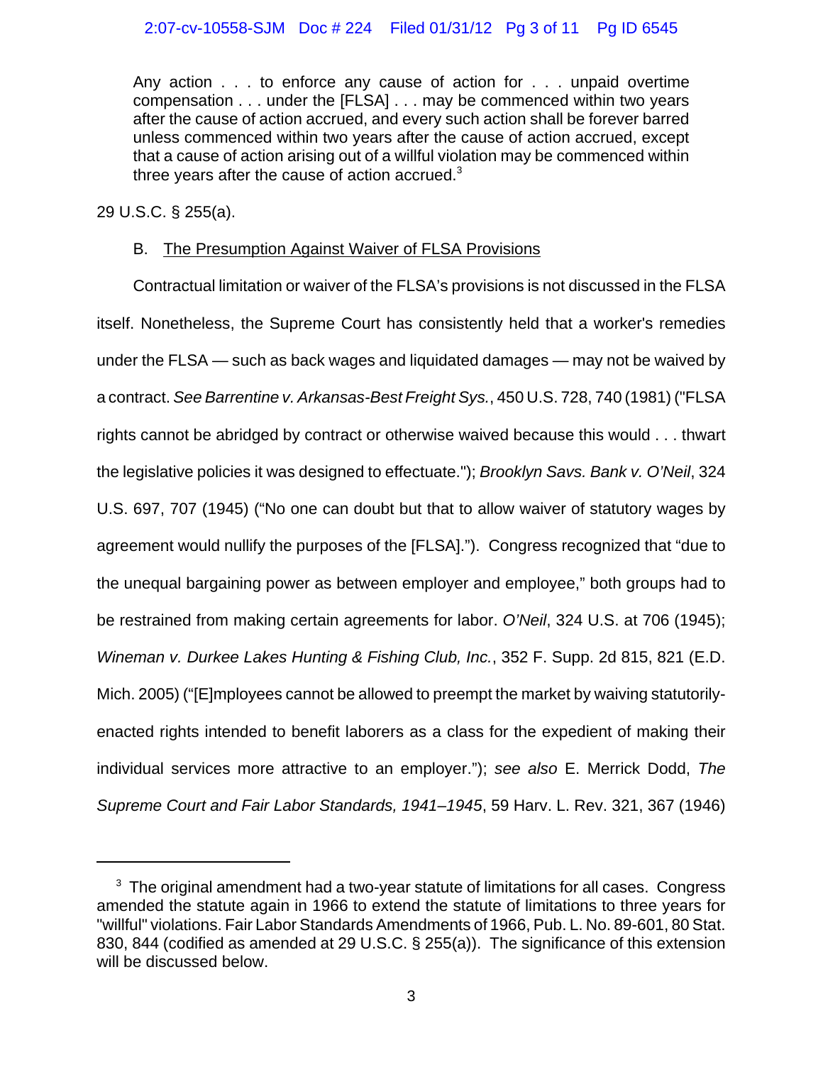> Any action . . . to enforce any cause of action for . . . unpaid overtime compensation . . . under the [FLSA] . . . may be commenced within two years after the cause of action accrued, and every such action shall be forever barred unless commenced within two years after the cause of action accrued, except that a cause of action arising out of a willful violation may be commenced within three years after the cause of action accrued.[3]

29 U.S.C. § 255(a).

B. The Presumption Against Waiver of FLSA Provisions

Contractual limitation or waiver of the FLSA's provisions is not discussed in the FLSA itself. Nonetheless, the Supreme Court has consistently held that a worker's remedies under the FLSA — such as back wages and liquidated damages — may not be waived by a contract. *See Barrentine v. Arkansas-Best Freight Sys.*, 450 U.S. 728, 740 (1981) ("FLSA rights cannot be abridged by contract or otherwise waived because this would . . . thwart the legislative policies it was designed to effectuate."); *Brooklyn Savs. Bank v. O'Neil*, 324 U.S. 697, 707 (1945) ("No one can doubt but that to allow waiver of statutory wages by agreement would nullify the purposes of the [FLSA]."). Congress recognized that "due to the unequal bargaining power as between employer and employee," both groups had to be restrained from making certain agreements for labor. *O'Neil*, 324 U.S. at 706 (1945); *Wineman v. Durkee Lakes Hunting & Fishing Club, Inc.*, 352 F. Supp. 2d 815, 821 (E.D. Mich. 2005) ("[E]mployees cannot be allowed to preempt the market by waiving statutorily-enacted rights intended to benefit laborers as a class for the expedient of making their individual services more attractive to an employer."); *see also* E. Merrick Dodd, *The Supreme Court and Fair Labor Standards, 1941–1945*, 59 Harv. L. Rev. 321, 367 (1946)

---

[3] The original amendment had a two-year statute of limitations for all cases. Congress amended the statute again in 1966 to extend the statute of limitations to three years for "willful" violations. Fair Labor Standards Amendments of 1966, Pub. L. No. 89-601, 80 Stat. 830, 844 (codified as amended at 29 U.S.C. § 255(a)). The significance of this extension will be discussed below.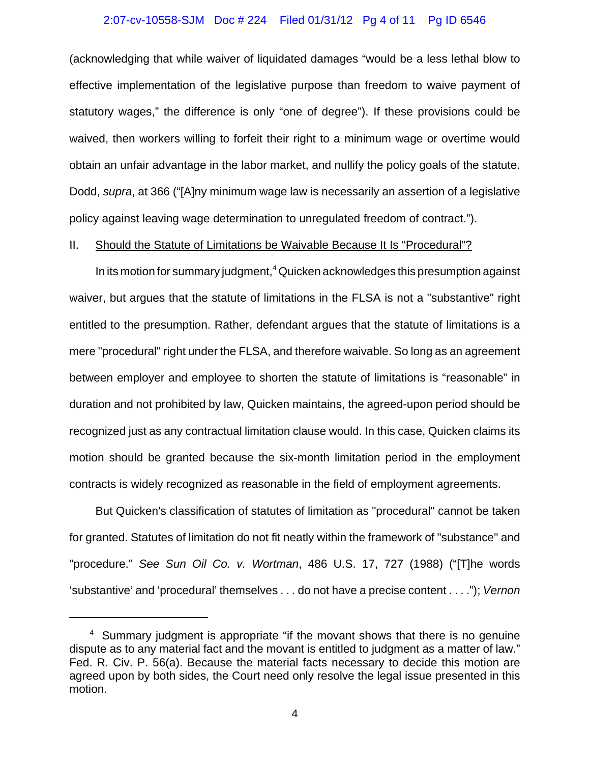(acknowledging that while waiver of liquidated damages "would be a less lethal blow to effective implementation of the legislative purpose than freedom to waive payment of statutory wages," the difference is only "one of degree"). If these provisions could be waived, then workers willing to forfeit their right to a minimum wage or overtime would obtain an unfair advantage in the labor market, and nullify the policy goals of the statute. Dodd, *supra*, at 366 ("[A]ny minimum wage law is necessarily an assertion of a legislative policy against leaving wage determination to unregulated freedom of contract.").

II. <u>Should the Statute of Limitations be Waivable Because It Is "Procedural"?</u>

In its motion for summary judgment,[4] Quicken acknowledges this presumption against waiver, but argues that the statute of limitations in the FLSA is not a "substantive" right entitled to the presumption. Rather, defendant argues that the statute of limitations is a mere "procedural" right under the FLSA, and therefore waivable. So long as an agreement between employer and employee to shorten the statute of limitations is "reasonable" in duration and not prohibited by law, Quicken maintains, the agreed-upon period should be recognized just as any contractual limitation clause would. In this case, Quicken claims its motion should be granted because the six-month limitation period in the employment contracts is widely recognized as reasonable in the field of employment agreements.

But Quicken's classification of statutes of limitation as "procedural" cannot be taken for granted. Statutes of limitation do not fit neatly within the framework of "substance" and "procedure." *See Sun Oil Co. v. Wortman*, 486 U.S. 17, 727 (1988) ("[T]he words 'substantive' and 'procedural' themselves . . . do not have a precise content . . . ."); *Vernon*

---

[4] Summary judgment is appropriate "if the movant shows that there is no genuine dispute as to any material fact and the movant is entitled to judgment as a matter of law." Fed. R. Civ. P. 56(a). Because the material facts necessary to decide this motion are agreed upon by both sides, the Court need only resolve the legal issue presented in this motion.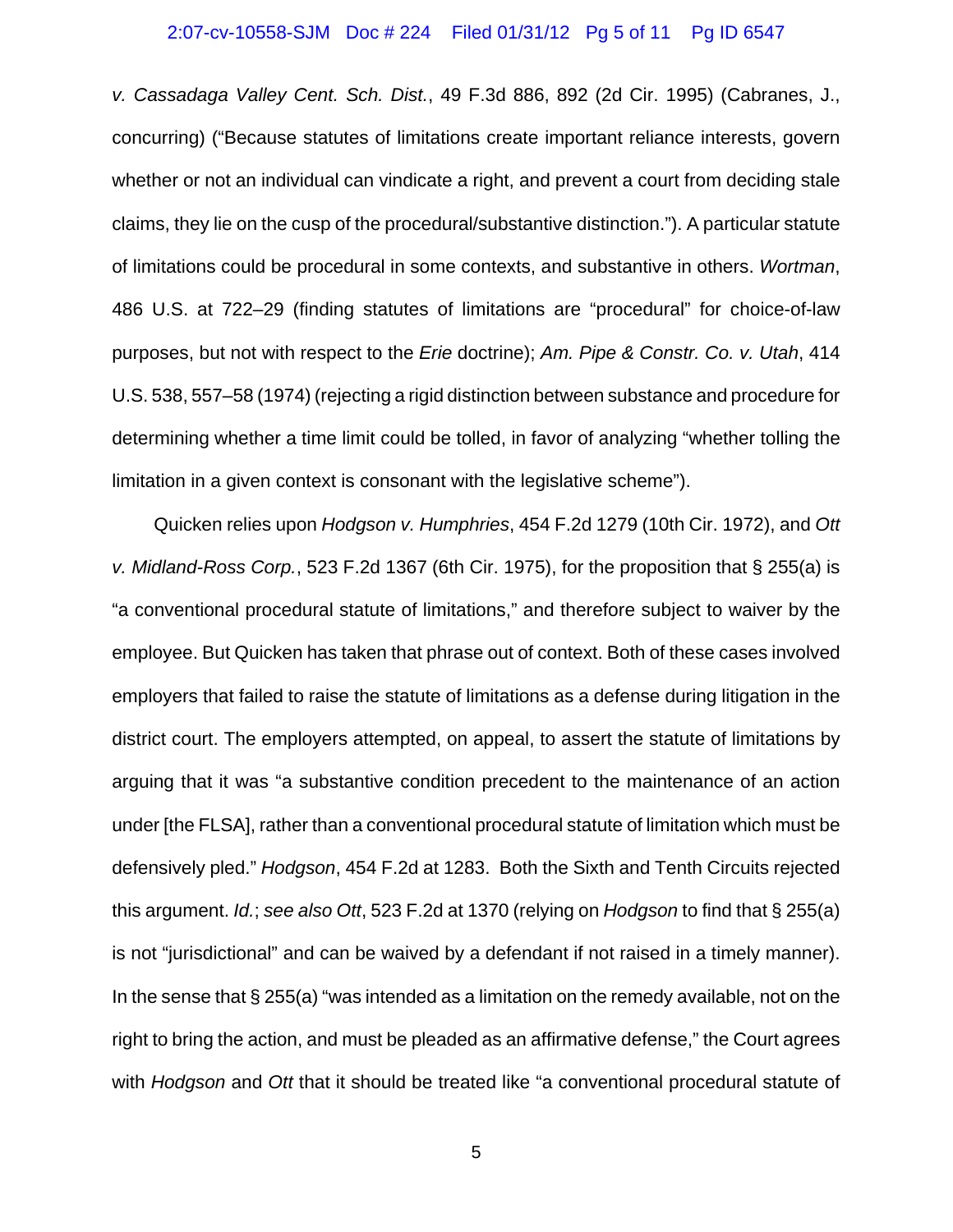*v. Cassadaga Valley Cent. Sch. Dist.*, 49 F.3d 886, 892 (2d Cir. 1995) (Cabranes, J., concurring) ("Because statutes of limitations create important reliance interests, govern whether or not an individual can vindicate a right, and prevent a court from deciding stale claims, they lie on the cusp of the procedural/substantive distinction."). A particular statute of limitations could be procedural in some contexts, and substantive in others. *Wortman*, 486 U.S. at 722–29 (finding statutes of limitations are "procedural" for choice-of-law purposes, but not with respect to the *Erie* doctrine); *Am. Pipe & Constr. Co. v. Utah*, 414 U.S. 538, 557–58 (1974) (rejecting a rigid distinction between substance and procedure for determining whether a time limit could be tolled, in favor of analyzing "whether tolling the limitation in a given context is consonant with the legislative scheme").

Quicken relies upon *Hodgson v. Humphries*, 454 F.2d 1279 (10th Cir. 1972), and *Ott v. Midland-Ross Corp.*, 523 F.2d 1367 (6th Cir. 1975), for the proposition that § 255(a) is "a conventional procedural statute of limitations," and therefore subject to waiver by the employee. But Quicken has taken that phrase out of context. Both of these cases involved employers that failed to raise the statute of limitations as a defense during litigation in the district court. The employers attempted, on appeal, to assert the statute of limitations by arguing that it was "a substantive condition precedent to the maintenance of an action under [the FLSA], rather than a conventional procedural statute of limitation which must be defensively pled." *Hodgson*, 454 F.2d at 1283. Both the Sixth and Tenth Circuits rejected this argument. *Id.*; *see also Ott*, 523 F.2d at 1370 (relying on *Hodgson* to find that § 255(a) is not "jurisdictional" and can be waived by a defendant if not raised in a timely manner). In the sense that § 255(a) "was intended as a limitation on the remedy available, not on the right to bring the action, and must be pleaded as an affirmative defense," the Court agrees with *Hodgson* and *Ott* that it should be treated like "a conventional procedural statute of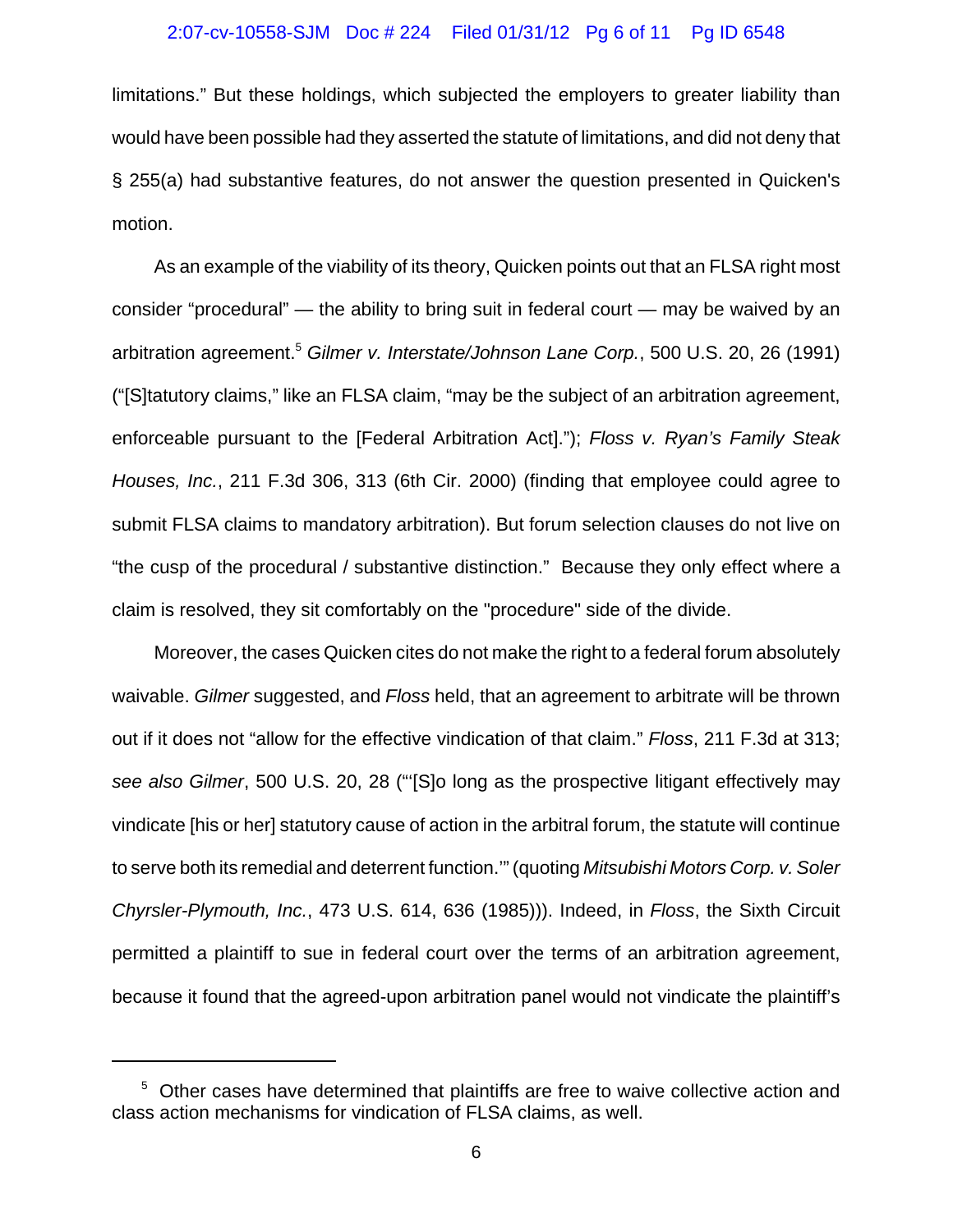limitations." But these holdings, which subjected the employers to greater liability than would have been possible had they asserted the statute of limitations, and did not deny that § 255(a) had substantive features, do not answer the question presented in Quicken's motion.

As an example of the viability of its theory, Quicken points out that an FLSA right most consider "procedural" — the ability to bring suit in federal court — may be waived by an arbitration agreement.[5] *Gilmer v. Interstate/Johnson Lane Corp.*, 500 U.S. 20, 26 (1991) ("[S]tatutory claims," like an FLSA claim, "may be the subject of an arbitration agreement, enforceable pursuant to the [Federal Arbitration Act]."); *Floss v. Ryan's Family Steak Houses, Inc.*, 211 F.3d 306, 313 (6th Cir. 2000) (finding that employee could agree to submit FLSA claims to mandatory arbitration). But forum selection clauses do not live on "the cusp of the procedural / substantive distinction." Because they only effect where a claim is resolved, they sit comfortably on the "procedure" side of the divide.

Moreover, the cases Quicken cites do not make the right to a federal forum absolutely waivable. *Gilmer* suggested, and *Floss* held, that an agreement to arbitrate will be thrown out if it does not "allow for the effective vindication of that claim." *Floss*, 211 F.3d at 313; *see also Gilmer*, 500 U.S. 20, 28 ("'[S]o long as the prospective litigant effectively may vindicate [his or her] statutory cause of action in the arbitral forum, the statute will continue to serve both its remedial and deterrent function.'" (quoting *Mitsubishi Motors Corp. v. Soler Chyrsler-Plymouth, Inc.*, 473 U.S. 614, 636 (1985))). Indeed, in *Floss*, the Sixth Circuit permitted a plaintiff to sue in federal court over the terms of an arbitration agreement, because it found that the agreed-upon arbitration panel would not vindicate the plaintiff's

---

[5] Other cases have determined that plaintiffs are free to waive collective action and class action mechanisms for vindication of FLSA claims, as well.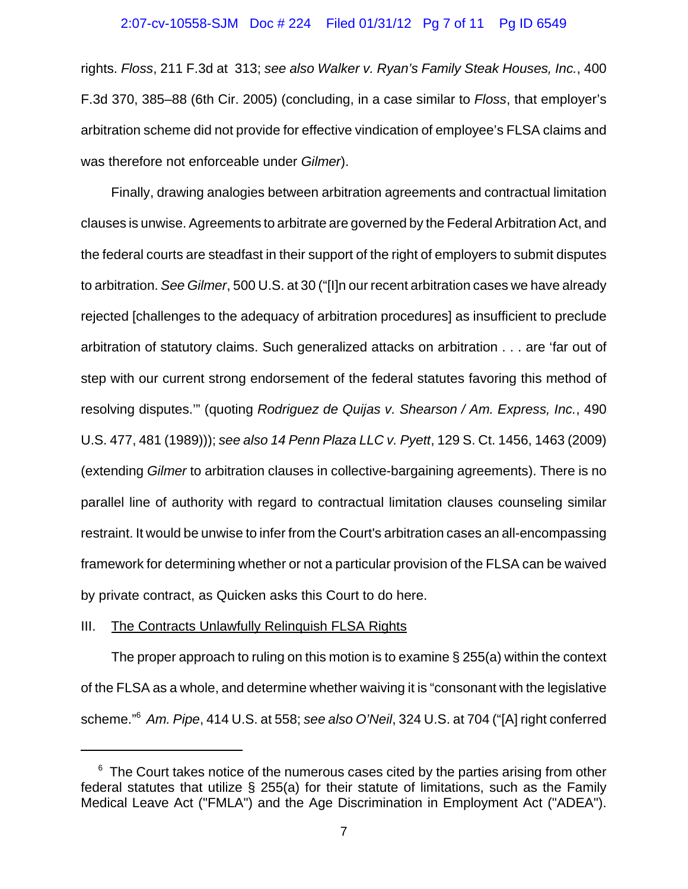rights. *Floss*, 211 F.3d at 313; *see also Walker v. Ryan's Family Steak Houses, Inc.*, 400 F.3d 370, 385–88 (6th Cir. 2005) (concluding, in a case similar to *Floss*, that employer's arbitration scheme did not provide for effective vindication of employee's FLSA claims and was therefore not enforceable under *Gilmer*).

Finally, drawing analogies between arbitration agreements and contractual limitation clauses is unwise. Agreements to arbitrate are governed by the Federal Arbitration Act, and the federal courts are steadfast in their support of the right of employers to submit disputes to arbitration. *See Gilmer*, 500 U.S. at 30 ("[I]n our recent arbitration cases we have already rejected [challenges to the adequacy of arbitration procedures] as insufficient to preclude arbitration of statutory claims. Such generalized attacks on arbitration . . . are 'far out of step with our current strong endorsement of the federal statutes favoring this method of resolving disputes.'" (quoting *Rodriguez de Quijas v. Shearson / Am. Express, Inc.*, 490 U.S. 477, 481 (1989))); *see also 14 Penn Plaza LLC v. Pyett*, 129 S. Ct. 1456, 1463 (2009) (extending *Gilmer* to arbitration clauses in collective-bargaining agreements). There is no parallel line of authority with regard to contractual limitation clauses counseling similar restraint. It would be unwise to infer from the Court's arbitration cases an all-encompassing framework for determining whether or not a particular provision of the FLSA can be waived by private contract, as Quicken asks this Court to do here.

## III. The Contracts Unlawfully Relinquish FLSA Rights

The proper approach to ruling on this motion is to examine § 255(a) within the context of the FLSA as a whole, and determine whether waiving it is "consonant with the legislative scheme."[6] *Am. Pipe*, 414 U.S. at 558; *see also O'Neil*, 324 U.S. at 704 ("[A] right conferred

---

[6] The Court takes notice of the numerous cases cited by the parties arising from other federal statutes that utilize § 255(a) for their statute of limitations, such as the Family Medical Leave Act ("FMLA") and the Age Discrimination in Employment Act ("ADEA").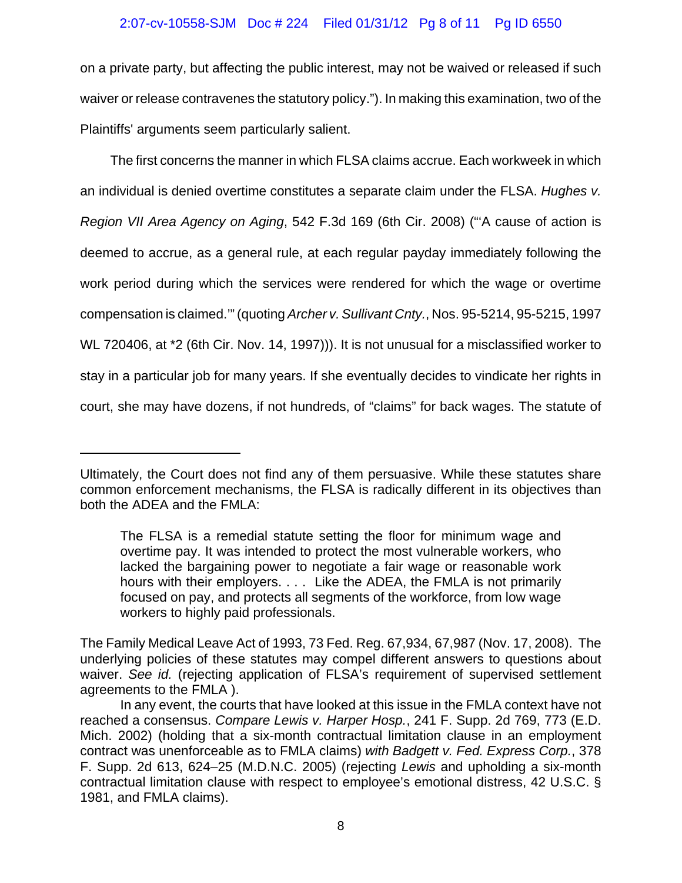on a private party, but affecting the public interest, may not be waived or released if such waiver or release contravenes the statutory policy."). In making this examination, two of the Plaintiffs' arguments seem particularly salient.

The first concerns the manner in which FLSA claims accrue. Each workweek in which an individual is denied overtime constitutes a separate claim under the FLSA. *Hughes v. Region VII Area Agency on Aging*, 542 F.3d 169 (6th Cir. 2008) ("'A cause of action is deemed to accrue, as a general rule, at each regular payday immediately following the work period during which the services were rendered for which the wage or overtime compensation is claimed.'" (quoting *Archer v. Sullivant Cnty.*, Nos. 95-5214, 95-5215, 1997 WL 720406, at *2 (6th Cir. Nov. 14, 1997))). It is not unusual for a misclassified worker to stay in a particular job for many years. If she eventually decides to vindicate her rights in court, she may have dozens, if not hundreds, of "claims" for back wages. The statute of

---

Ultimately, the Court does not find any of them persuasive. While these statutes share common enforcement mechanisms, the FLSA is radically different in its objectives than both the ADEA and the FMLA:

> The FLSA is a remedial statute setting the floor for minimum wage and overtime pay. It was intended to protect the most vulnerable workers, who lacked the bargaining power to negotiate a fair wage or reasonable work hours with their employers. . . . Like the ADEA, the FMLA is not primarily focused on pay, and protects all segments of the workforce, from low wage workers to highly paid professionals.

The Family Medical Leave Act of 1993, 73 Fed. Reg. 67,934, 67,987 (Nov. 17, 2008). The underlying policies of these statutes may compel different answers to questions about waiver. *See id.* (rejecting application of FLSA's requirement of supervised settlement agreements to the FMLA ).

In any event, the courts that have looked at this issue in the FMLA context have not reached a consensus. *Compare Lewis v. Harper Hosp.*, 241 F. Supp. 2d 769, 773 (E.D. Mich. 2002) (holding that a six-month contractual limitation clause in an employment contract was unenforceable as to FMLA claims) *with Badgett v. Fed. Express Corp.*, 378 F. Supp. 2d 613, 624–25 (M.D.N.C. 2005) (rejecting *Lewis* and upholding a six-month contractual limitation clause with respect to employee's emotional distress, 42 U.S.C. § 1981, and FMLA claims).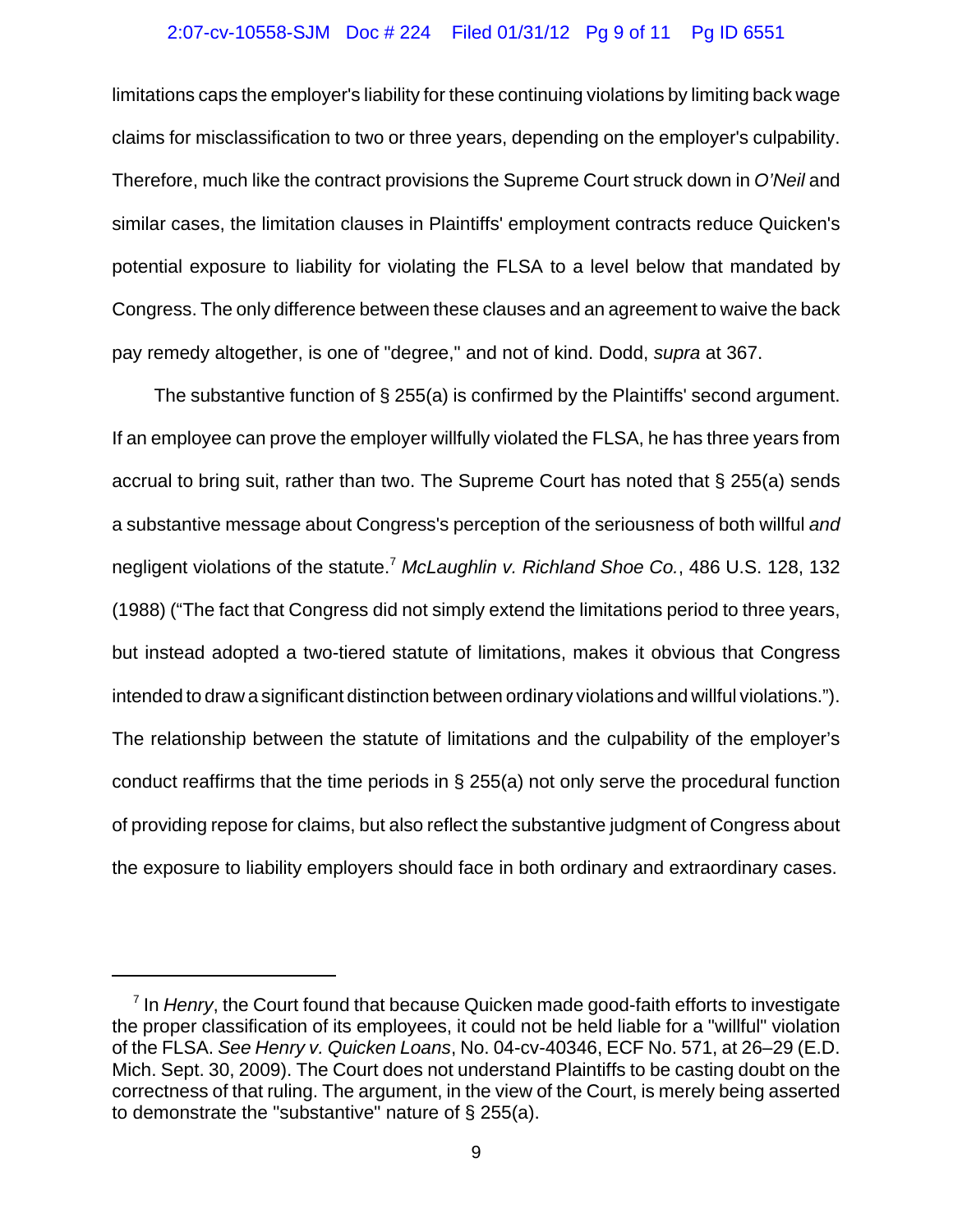limitations caps the employer's liability for these continuing violations by limiting back wage claims for misclassification to two or three years, depending on the employer's culpability. Therefore, much like the contract provisions the Supreme Court struck down in *O'Neil* and similar cases, the limitation clauses in Plaintiffs' employment contracts reduce Quicken's potential exposure to liability for violating the FLSA to a level below that mandated by Congress. The only difference between these clauses and an agreement to waive the back pay remedy altogether, is one of "degree," and not of kind. Dodd, *supra* at 367.

The substantive function of § 255(a) is confirmed by the Plaintiffs' second argument. If an employee can prove the employer willfully violated the FLSA, he has three years from accrual to bring suit, rather than two. The Supreme Court has noted that § 255(a) sends a substantive message about Congress's perception of the seriousness of both willful *and* negligent violations of the statute.[7] *McLaughlin v. Richland Shoe Co.*, 486 U.S. 128, 132 (1988) ("The fact that Congress did not simply extend the limitations period to three years, but instead adopted a two-tiered statute of limitations, makes it obvious that Congress intended to draw a significant distinction between ordinary violations and willful violations."). The relationship between the statute of limitations and the culpability of the employer's conduct reaffirms that the time periods in § 255(a) not only serve the procedural function of providing repose for claims, but also reflect the substantive judgment of Congress about the exposure to liability employers should face in both ordinary and extraordinary cases.

---

[7] In *Henry*, the Court found that because Quicken made good-faith efforts to investigate the proper classification of its employees, it could not be held liable for a "willful" violation of the FLSA. *See Henry v. Quicken Loans*, No. 04-cv-40346, ECF No. 571, at 26–29 (E.D. Mich. Sept. 30, 2009). The Court does not understand Plaintiffs to be casting doubt on the correctness of that ruling. The argument, in the view of the Court, is merely being asserted to demonstrate the "substantive" nature of § 255(a).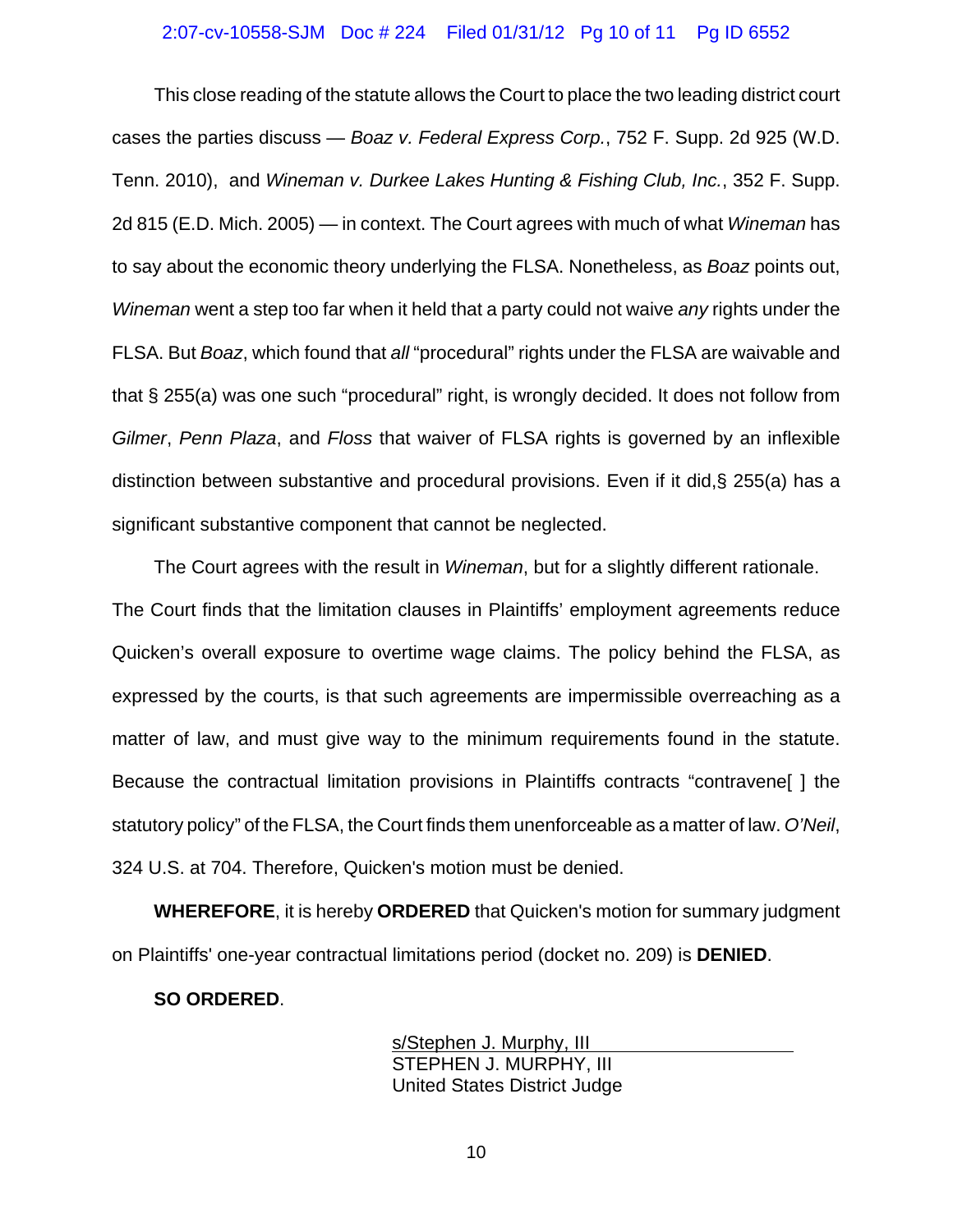This close reading of the statute allows the Court to place the two leading district court cases the parties discuss — *Boaz v. Federal Express Corp.*, 752 F. Supp. 2d 925 (W.D. Tenn. 2010), and *Wineman v. Durkee Lakes Hunting & Fishing Club, Inc.*, 352 F. Supp. 2d 815 (E.D. Mich. 2005) — in context. The Court agrees with much of what *Wineman* has to say about the economic theory underlying the FLSA. Nonetheless, as *Boaz* points out, *Wineman* went a step too far when it held that a party could not waive *any* rights under the FLSA. But *Boaz*, which found that *all* "procedural" rights under the FLSA are waivable and that § 255(a) was one such "procedural" right, is wrongly decided. It does not follow from *Gilmer*, *Penn Plaza*, and *Floss* that waiver of FLSA rights is governed by an inflexible distinction between substantive and procedural provisions. Even if it did,§ 255(a) has a significant substantive component that cannot be neglected.

The Court agrees with the result in *Wineman*, but for a slightly different rationale. The Court finds that the limitation clauses in Plaintiffs' employment agreements reduce Quicken's overall exposure to overtime wage claims. The policy behind the FLSA, as expressed by the courts, is that such agreements are impermissible overreaching as a matter of law, and must give way to the minimum requirements found in the statute. Because the contractual limitation provisions in Plaintiffs contracts "contravene[ ] the statutory policy" of the FLSA, the Court finds them unenforceable as a matter of law. *O'Neil*, 324 U.S. at 704. Therefore, Quicken's motion must be denied.

**WHEREFORE**, it is hereby **ORDERED** that Quicken's motion for summary judgment on Plaintiffs' one-year contractual limitations period (docket no. 209) is **DENIED**.

**SO ORDERED**.

s/Stephen J. Murphy, III
STEPHEN J. MURPHY, III
United States District Judge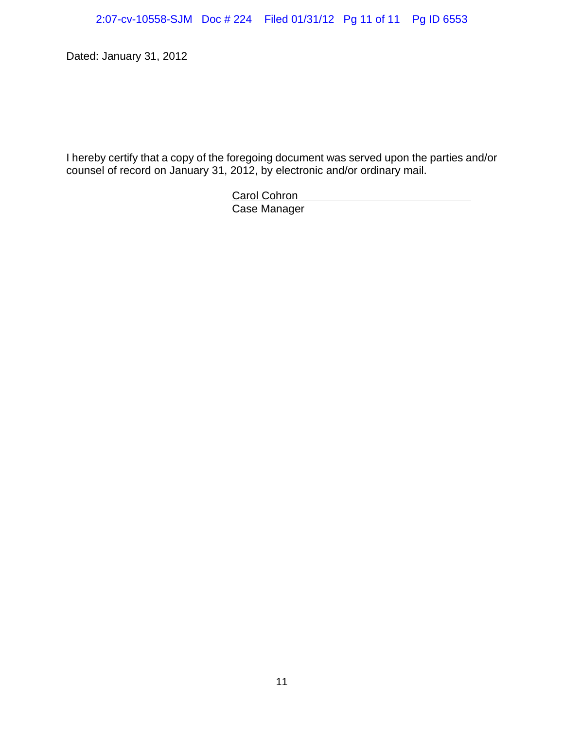Dated: January 31, 2012

I hereby certify that a copy of the foregoing document was served upon the parties and/or counsel of record on January 31, 2012, by electronic and/or ordinary mail.

Carol Cohron
Case Manager